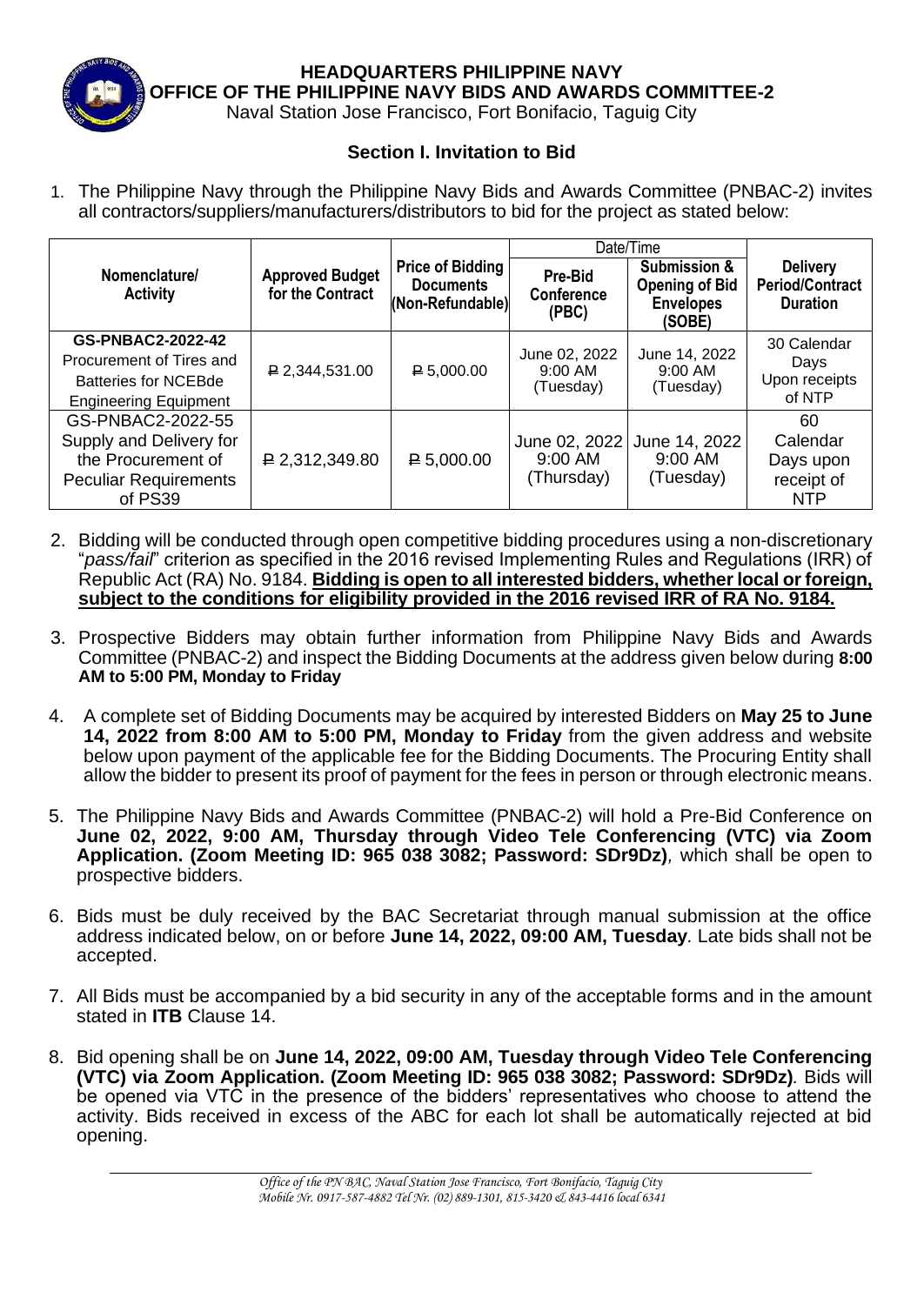**HEADQUARTERS PHILIPPINE NAVY**
**OFFICE OF THE PHILIPPINE NAVY BIDS AND AWARDS COMMITTEE-2**
Naval Station Jose Francisco, Fort Bonifacio, Taguig City

## Section I. Invitation to Bid

1. The Philippine Navy through the Philippine Navy Bids and Awards Committee (PNBAC-2) invites all contractors/suppliers/manufacturers/distributors to bid for the project as stated below:

| Nomenclature/ Activity | Approved Budget for the Contract | Price of Bidding Documents (Non-Refundable) | Date/Time | | Delivery Period/Contract Duration |
|---|---|---|---|---|---|
| | | | Pre-Bid Conference (PBC) | Submission & Opening of Bid Envelopes (SOBE) | |
| **GS-PNBAC2-2022-42** Procurement of Tires and Batteries for NCEBde Engineering Equipment | ₱ 2,344,531.00 | ₱ 5,000.00 | June 02, 2022 9:00 AM (Tuesday) | June 14, 2022 9:00 AM (Tuesday) | 30 Calendar Days Upon receipts of NTP |
| GS-PNBAC2-2022-55 Supply and Delivery for the Procurement of Peculiar Requirements of PS39 | ₱ 2,312,349.80 | ₱ 5,000.00 | June 02, 2022 9:00 AM (Thursday) | June 14, 2022 9:00 AM (Tuesday) | 60 Calendar Days upon receipt of NTP |

2. Bidding will be conducted through open competitive bidding procedures using a non-discretionary "*pass/fail*" criterion as specified in the 2016 revised Implementing Rules and Regulations (IRR) of Republic Act (RA) No. 9184. **Bidding is open to all interested bidders, whether local or foreign, subject to the conditions for eligibility provided in the 2016 revised IRR of RA No. 9184.**

3. Prospective Bidders may obtain further information from Philippine Navy Bids and Awards Committee (PNBAC-2) and inspect the Bidding Documents at the address given below during **8:00 AM to 5:00 PM, Monday to Friday**

4. A complete set of Bidding Documents may be acquired by interested Bidders on **May 25 to June 14, 2022 from 8:00 AM to 5:00 PM, Monday to Friday** from the given address and website below upon payment of the applicable fee for the Bidding Documents. The Procuring Entity shall allow the bidder to present its proof of payment for the fees in person or through electronic means.

5. The Philippine Navy Bids and Awards Committee (PNBAC-2) will hold a Pre-Bid Conference on **June 02, 2022, 9:00 AM, Thursday through Video Tele Conferencing (VTC) via Zoom Application. (Zoom Meeting ID: 965 038 3082; Password: SDr9Dz)**, which shall be open to prospective bidders.

6. Bids must be duly received by the BAC Secretariat through manual submission at the office address indicated below, on or before **June 14, 2022, 09:00 AM, Tuesday**. Late bids shall not be accepted.

7. All Bids must be accompanied by a bid security in any of the acceptable forms and in the amount stated in **ITB** Clause 14.

8. Bid opening shall be on **June 14, 2022, 09:00 AM, Tuesday through Video Tele Conferencing (VTC) via Zoom Application. (Zoom Meeting ID: 965 038 3082; Password: SDr9Dz)**. Bids will be opened via VTC in the presence of the bidders' representatives who choose to attend the activity. Bids received in excess of the ABC for each lot shall be automatically rejected at bid opening.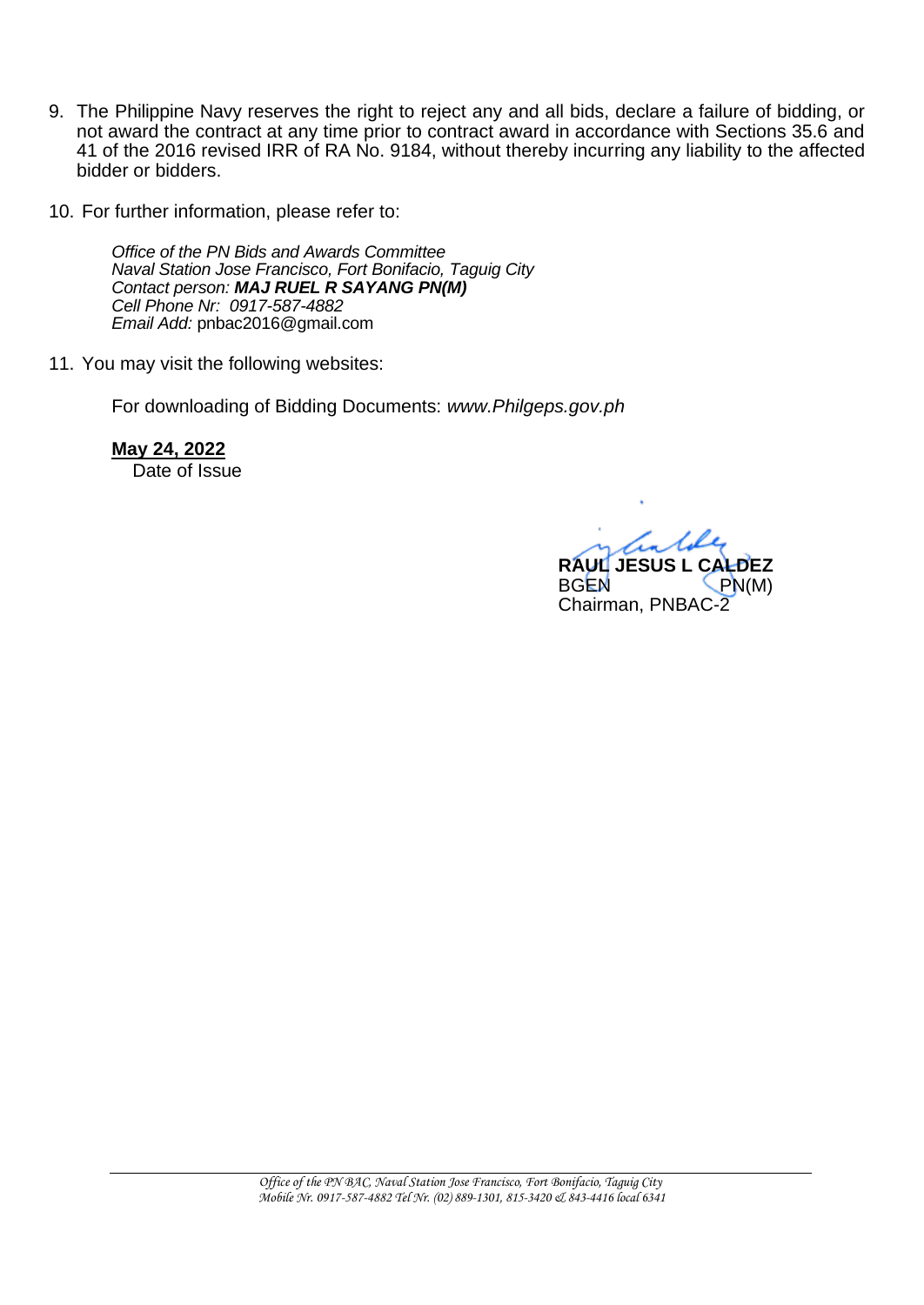9. The Philippine Navy reserves the right to reject any and all bids, declare a failure of bidding, or not award the contract at any time prior to contract award in accordance with Sections 35.6 and 41 of the 2016 revised IRR of RA No. 9184, without thereby incurring any liability to the affected bidder or bidders.

10. For further information, please refer to:

    *Office of the PN Bids and Awards Committee*
    *Naval Station Jose Francisco, Fort Bonifacio, Taguig City*
    *Contact person:* ***MAJ RUEL R SAYANG PN(M)***
    *Cell Phone Nr: 0917-587-4882*
    *Email Add:* pnbac2016@gmail.com

11. You may visit the following websites:

    For downloading of Bidding Documents: *www.Philgeps.gov.ph*

**May 24, 2022**
Date of Issue

**RAUL JESUS L CALDEZ**
BGEN PN(M)
Chairman, PNBAC-2

*Office of the PN BAC, Naval Station Jose Francisco, Fort Bonifacio, Taguig City*
*Mobile Nr. 0917-587-4882 Tel Nr. (02) 889-1301, 815-3420 & 843-4416 local 6341*